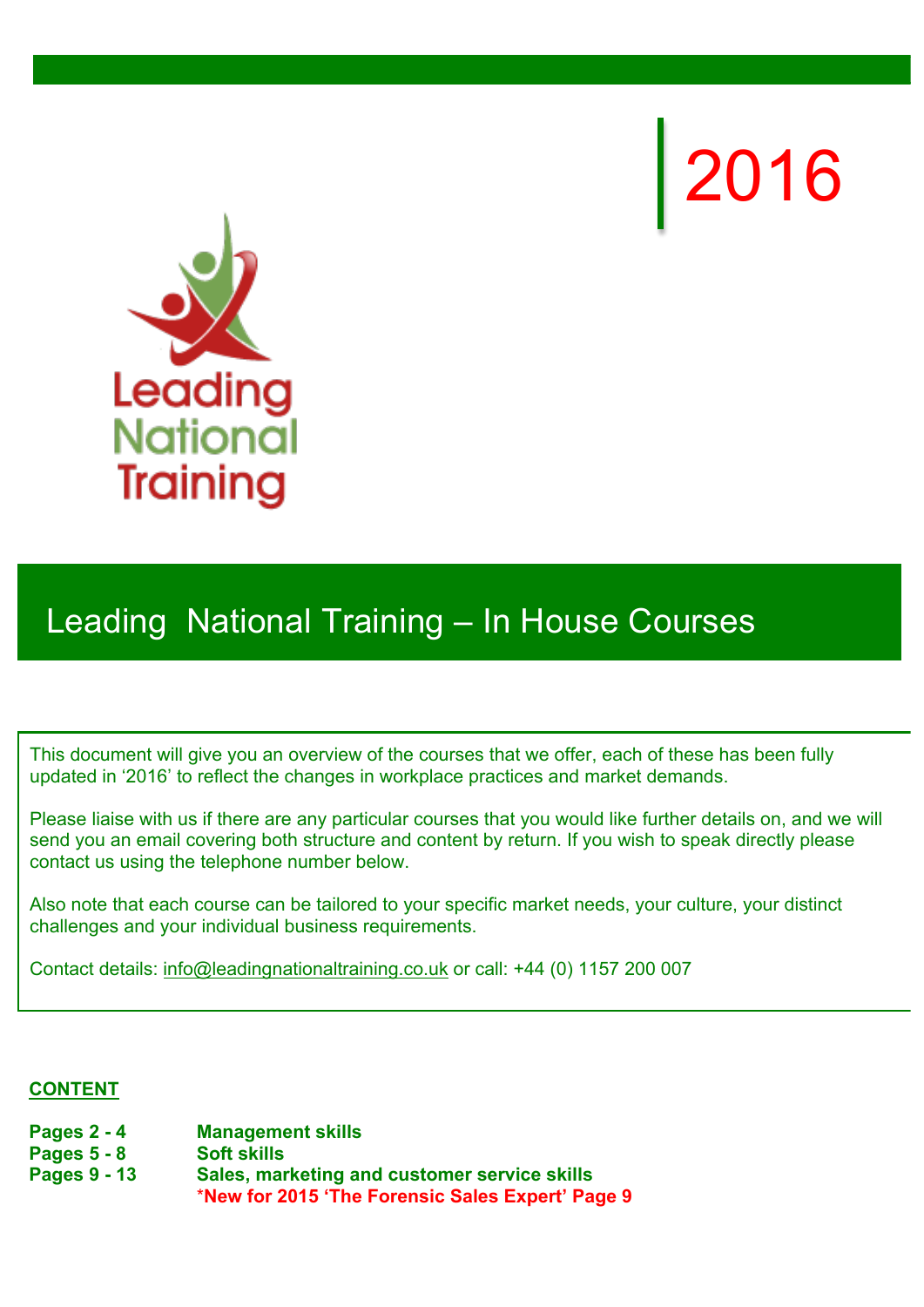2016

Leading National Training

# Leading National Training – In House Courses

This document will give you an overview of the courses that we offer, each of these has been fully updated in '2016' to reflect the changes in workplace practices and market demands.

Please liaise with us if there are any particular courses that you would like further details on, and we will send you an email covering both structure and content by return. If you wish to speak directly please contact us using the telephone number below.

Also note that each course can be tailored to your specific market needs, your culture, your distinct challenges and your individual business requirements.

Contact details: info@leadingnationaltraining.co.uk or call: +44 (0) 1157 200 007

## CONTENT

| | |
|---|---|
| **Pages 2 - 4** | **Management skills** |
| **Pages 5 - 8** | **Soft skills** |
| **Pages 9 - 13** | **Sales, marketing and customer service skills** |
| | **\*New for 2015 'The Forensic Sales Expert' Page 9** |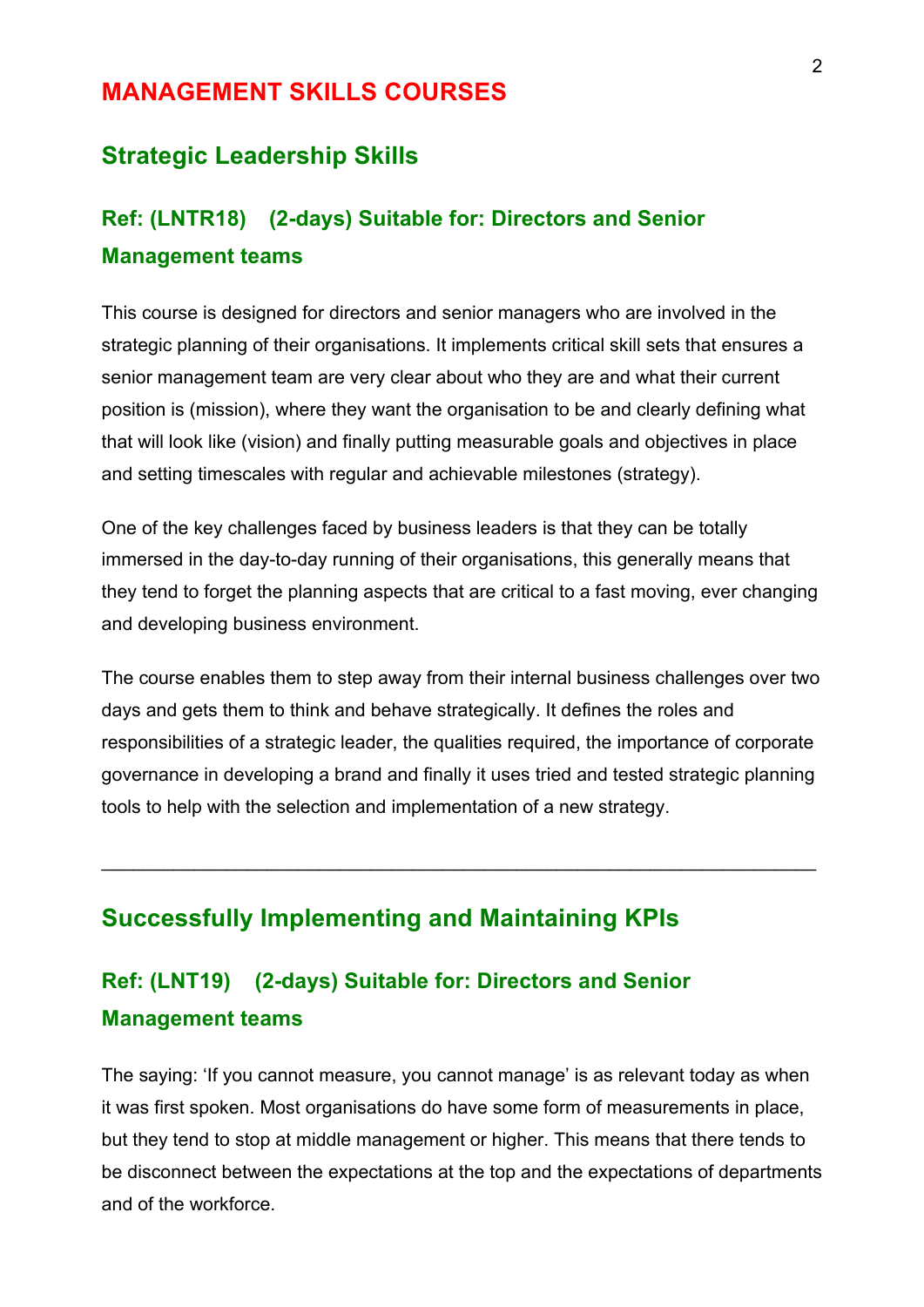# MANAGEMENT SKILLS COURSES

## Strategic Leadership Skills

### Ref: (LNTR18) (2-days) Suitable for: Directors and Senior Management teams

This course is designed for directors and senior managers who are involved in the strategic planning of their organisations. It implements critical skill sets that ensures a senior management team are very clear about who they are and what their current position is (mission), where they want the organisation to be and clearly defining what that will look like (vision) and finally putting measurable goals and objectives in place and setting timescales with regular and achievable milestones (strategy).

One of the key challenges faced by business leaders is that they can be totally immersed in the day-to-day running of their organisations, this generally means that they tend to forget the planning aspects that are critical to a fast moving, ever changing and developing business environment.

The course enables them to step away from their internal business challenges over two days and gets them to think and behave strategically. It defines the roles and responsibilities of a strategic leader, the qualities required, the importance of corporate governance in developing a brand and finally it uses tried and tested strategic planning tools to help with the selection and implementation of a new strategy.

---

## Successfully Implementing and Maintaining KPIs

### Ref: (LNT19) (2-days) Suitable for: Directors and Senior Management teams

The saying: 'If you cannot measure, you cannot manage' is as relevant today as when it was first spoken. Most organisations do have some form of measurements in place, but they tend to stop at middle management or higher. This means that there tends to be disconnect between the expectations at the top and the expectations of departments and of the workforce.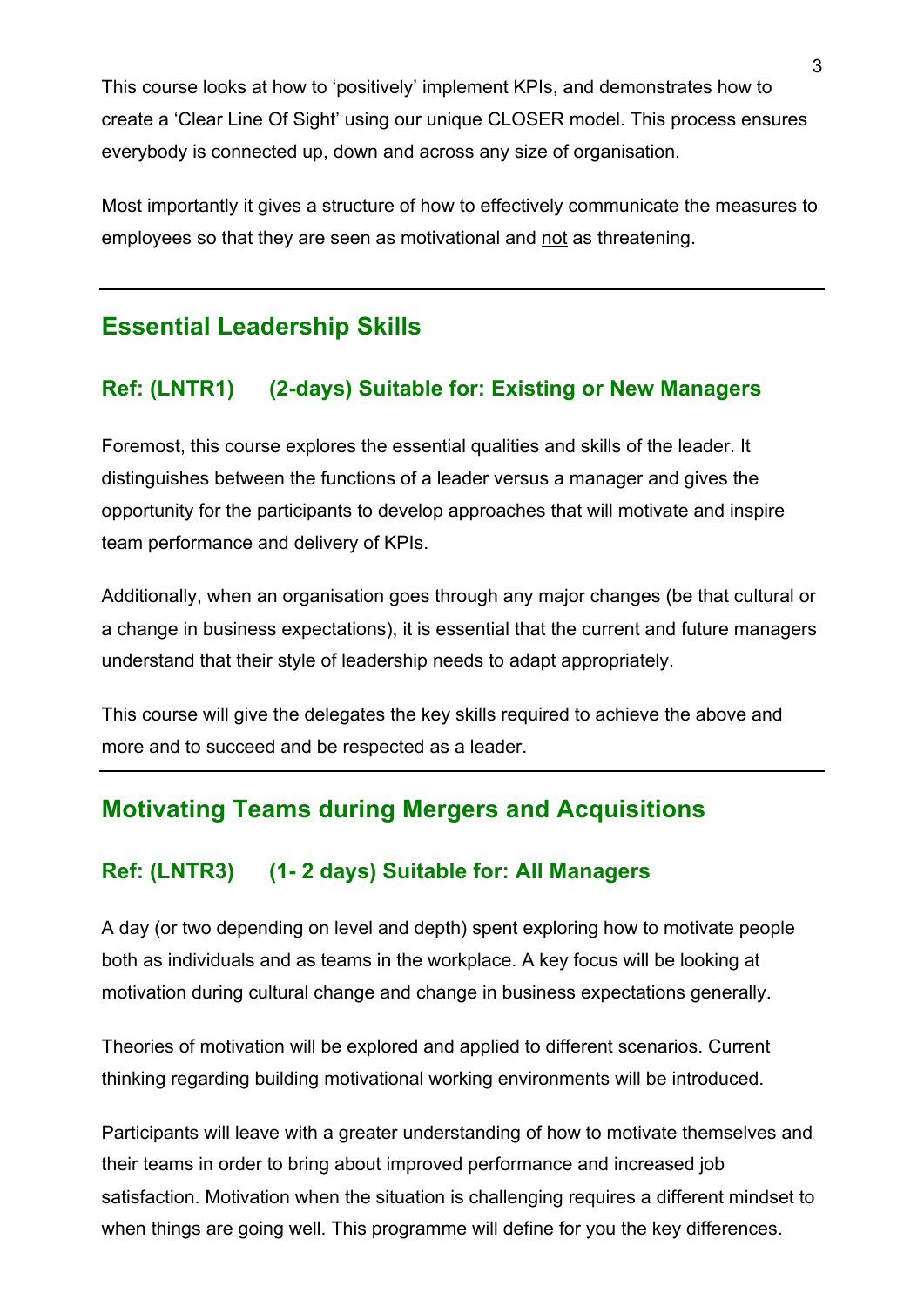This course looks at how to 'positively' implement KPIs, and demonstrates how to create a 'Clear Line Of Sight' using our unique CLOSER model. This process ensures everybody is connected up, down and across any size of organisation.

Most importantly it gives a structure of how to effectively communicate the measures to employees so that they are seen as motivational and <u>not</u> as threatening.

---

## Essential Leadership Skills

### Ref: (LNTR1) (2-days) Suitable for: Existing or New Managers

Foremost, this course explores the essential qualities and skills of the leader. It distinguishes between the functions of a leader versus a manager and gives the opportunity for the participants to develop approaches that will motivate and inspire team performance and delivery of KPIs.

Additionally, when an organisation goes through any major changes (be that cultural or a change in business expectations), it is essential that the current and future managers understand that their style of leadership needs to adapt appropriately.

This course will give the delegates the key skills required to achieve the above and more and to succeed and be respected as a leader.

---

## Motivating Teams during Mergers and Acquisitions

### Ref: (LNTR3) (1- 2 days) Suitable for: All Managers

A day (or two depending on level and depth) spent exploring how to motivate people both as individuals and as teams in the workplace. A key focus will be looking at motivation during cultural change and change in business expectations generally.

Theories of motivation will be explored and applied to different scenarios. Current thinking regarding building motivational working environments will be introduced.

Participants will leave with a greater understanding of how to motivate themselves and their teams in order to bring about improved performance and increased job satisfaction. Motivation when the situation is challenging requires a different mindset to when things are going well. This programme will define for you the key differences.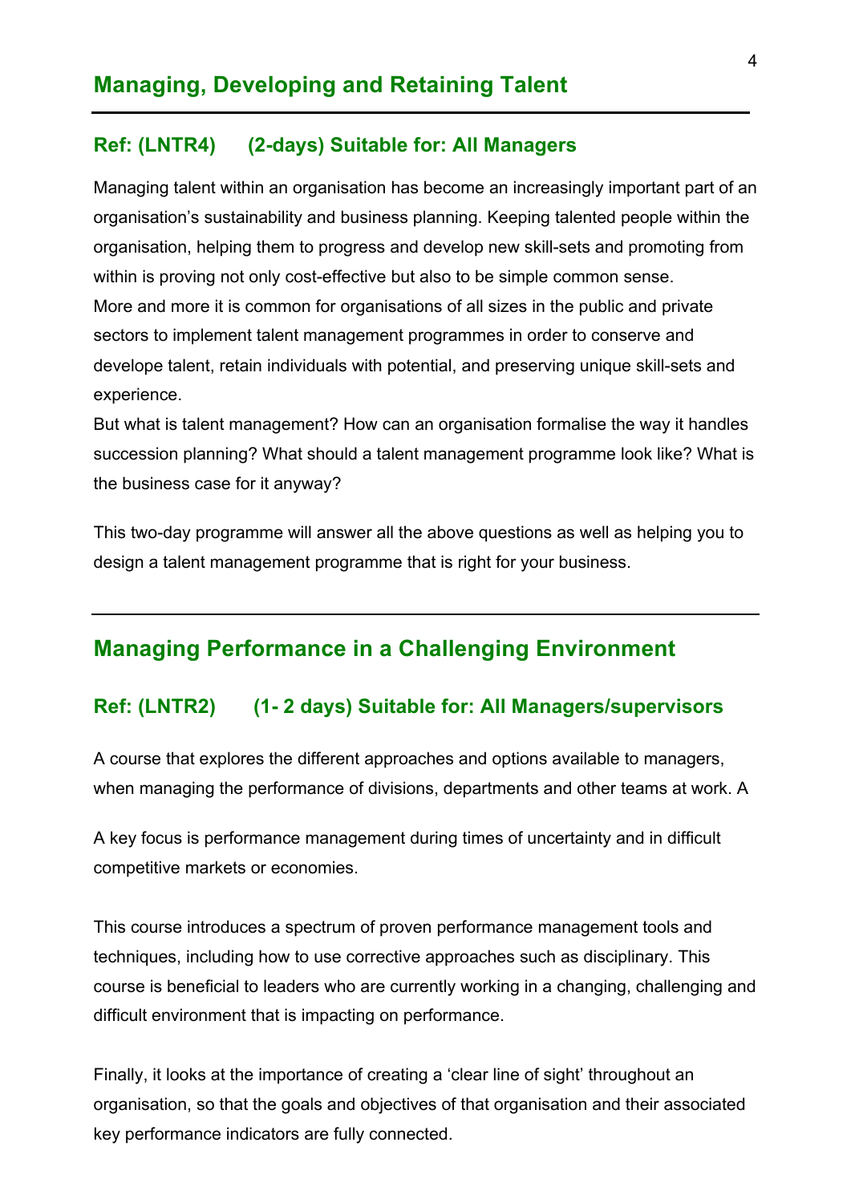## Managing, Developing and Retaining Talent

### Ref: (LNTR4) (2-days) Suitable for: All Managers

Managing talent within an organisation has become an increasingly important part of an organisation's sustainability and business planning. Keeping talented people within the organisation, helping them to progress and develop new skill-sets and promoting from within is proving not only cost-effective but also to be simple common sense.
More and more it is common for organisations of all sizes in the public and private sectors to implement talent management programmes in order to conserve and develope talent, retain individuals with potential, and preserving unique skill-sets and experience.
But what is talent management? How can an organisation formalise the way it handles succession planning? What should a talent management programme look like? What is the business case for it anyway?

This two-day programme will answer all the above questions as well as helping you to design a talent management programme that is right for your business.

---

## Managing Performance in a Challenging Environment

### Ref: (LNTR2) (1- 2 days) Suitable for: All Managers/supervisors

A course that explores the different approaches and options available to managers, when managing the performance of divisions, departments and other teams at work. A

A key focus is performance management during times of uncertainty and in difficult competitive markets or economies.

This course introduces a spectrum of proven performance management tools and techniques, including how to use corrective approaches such as disciplinary. This course is beneficial to leaders who are currently working in a changing, challenging and difficult environment that is impacting on performance.

Finally, it looks at the importance of creating a 'clear line of sight' throughout an organisation, so that the goals and objectives of that organisation and their associated key performance indicators are fully connected.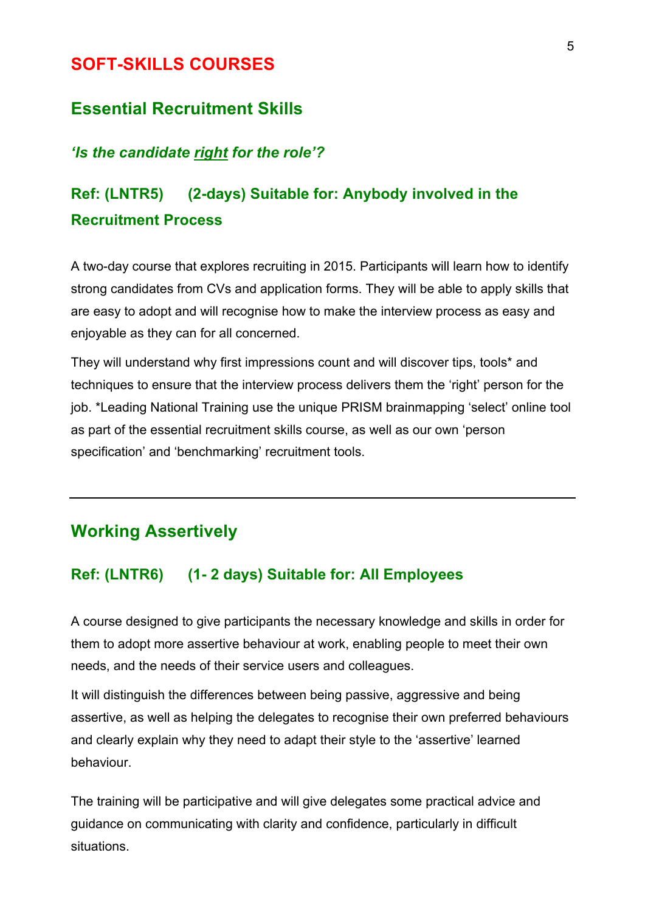# SOFT-SKILLS COURSES

## Essential Recruitment Skills

***'Is the candidate <u>right</u> for the role'?***

### Ref: (LNTR5) (2-days) Suitable for: Anybody involved in the Recruitment Process

A two-day course that explores recruiting in 2015. Participants will learn how to identify strong candidates from CVs and application forms. They will be able to apply skills that are easy to adopt and will recognise how to make the interview process as easy and enjoyable as they can for all concerned.

They will understand why first impressions count and will discover tips, tools* and techniques to ensure that the interview process delivers them the 'right' person for the job. *Leading National Training use the unique PRISM brainmapping 'select' online tool as part of the essential recruitment skills course, as well as our own 'person specification' and 'benchmarking' recruitment tools.

---

## Working Assertively

### Ref: (LNTR6) (1- 2 days) Suitable for: All Employees

A course designed to give participants the necessary knowledge and skills in order for them to adopt more assertive behaviour at work, enabling people to meet their own needs, and the needs of their service users and colleagues.

It will distinguish the differences between being passive, aggressive and being assertive, as well as helping the delegates to recognise their own preferred behaviours and clearly explain why they need to adapt their style to the 'assertive' learned behaviour.

The training will be participative and will give delegates some practical advice and guidance on communicating with clarity and confidence, particularly in difficult situations.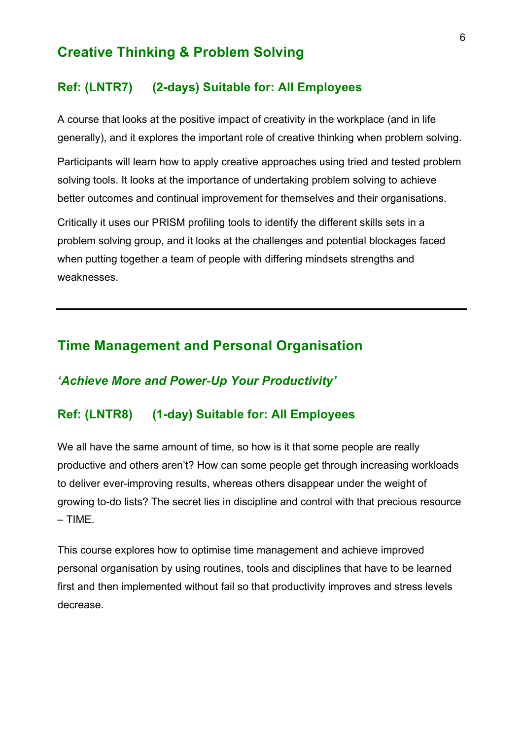## Creative Thinking & Problem Solving

### Ref: (LNTR7) (2-days) Suitable for: All Employees

A course that looks at the positive impact of creativity in the workplace (and in life generally), and it explores the important role of creative thinking when problem solving.

Participants will learn how to apply creative approaches using tried and tested problem solving tools. It looks at the importance of undertaking problem solving to achieve better outcomes and continual improvement for themselves and their organisations.

Critically it uses our PRISM profiling tools to identify the different skills sets in a problem solving group, and it looks at the challenges and potential blockages faced when putting together a team of people with differing mindsets strengths and weaknesses.

---

## Time Management and Personal Organisation

### *'Achieve More and Power-Up Your Productivity'*

### Ref: (LNTR8) (1-day) Suitable for: All Employees

We all have the same amount of time, so how is it that some people are really productive and others aren't? How can some people get through increasing workloads to deliver ever-improving results, whereas others disappear under the weight of growing to-do lists? The secret lies in discipline and control with that precious resource – TIME.

This course explores how to optimise time management and achieve improved personal organisation by using routines, tools and disciplines that have to be learned first and then implemented without fail so that productivity improves and stress levels decrease.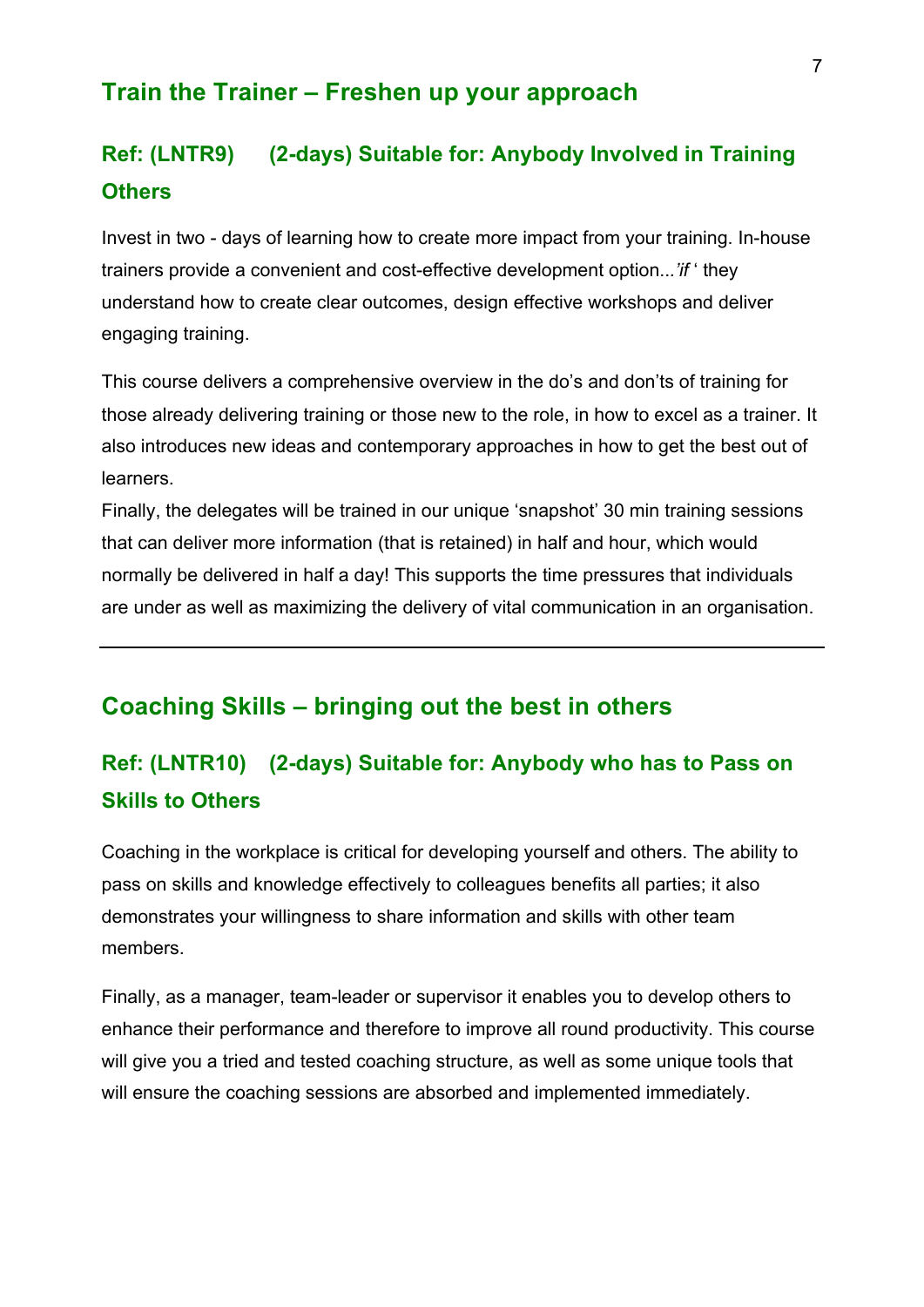## Train the Trainer – Freshen up your approach

### Ref: (LNTR9) (2-days) Suitable for: Anybody Involved in Training Others

Invest in two - days of learning how to create more impact from your training. In-house trainers provide a convenient and cost-effective development option...*'if* ' they understand how to create clear outcomes, design effective workshops and deliver engaging training.

This course delivers a comprehensive overview in the do's and don'ts of training for those already delivering training or those new to the role, in how to excel as a trainer. It also introduces new ideas and contemporary approaches in how to get the best out of learners.
Finally, the delegates will be trained in our unique 'snapshot' 30 min training sessions that can deliver more information (that is retained) in half and hour, which would normally be delivered in half a day! This supports the time pressures that individuals are under as well as maximizing the delivery of vital communication in an organisation.

---

## Coaching Skills – bringing out the best in others

### Ref: (LNTR10) (2-days) Suitable for: Anybody who has to Pass on Skills to Others

Coaching in the workplace is critical for developing yourself and others. The ability to pass on skills and knowledge effectively to colleagues benefits all parties; it also demonstrates your willingness to share information and skills with other team members.

Finally, as a manager, team-leader or supervisor it enables you to develop others to enhance their performance and therefore to improve all round productivity. This course will give you a tried and tested coaching structure, as well as some unique tools that will ensure the coaching sessions are absorbed and implemented immediately.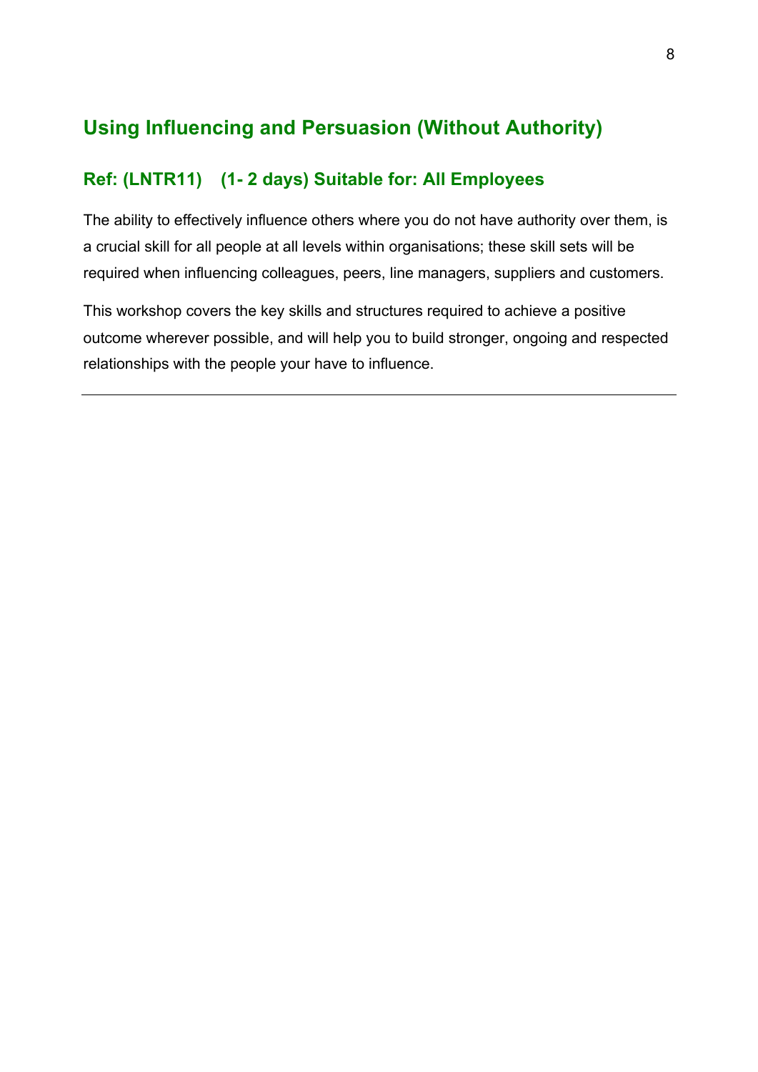## Using Influencing and Persuasion (Without Authority)

### Ref: (LNTR11) (1- 2 days) Suitable for: All Employees

The ability to effectively influence others where you do not have authority over them, is a crucial skill for all people at all levels within organisations; these skill sets will be required when influencing colleagues, peers, line managers, suppliers and customers.

This workshop covers the key skills and structures required to achieve a positive outcome wherever possible, and will help you to build stronger, ongoing and respected relationships with the people your have to influence.

---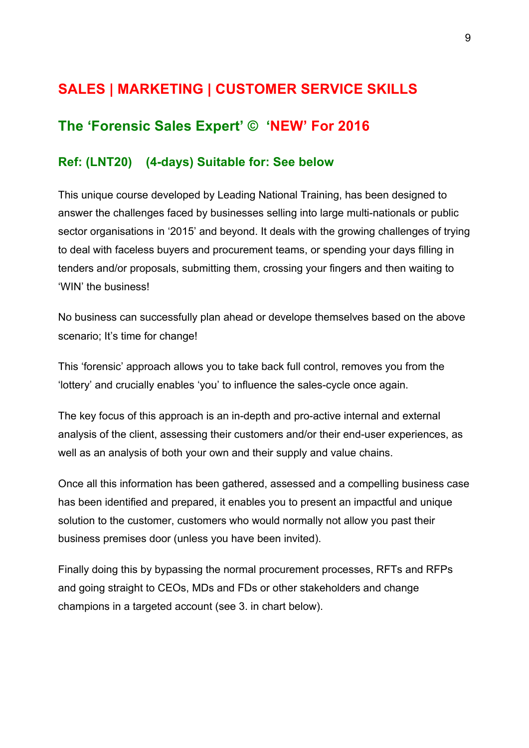## SALES | MARKETING | CUSTOMER SERVICE SKILLS

### The 'Forensic Sales Expert' © 'NEW' For 2016

#### Ref: (LNT20) (4-days) Suitable for: See below

This unique course developed by Leading National Training, has been designed to answer the challenges faced by businesses selling into large multi-nationals or public sector organisations in '2015' and beyond. It deals with the growing challenges of trying to deal with faceless buyers and procurement teams, or spending your days filling in tenders and/or proposals, submitting them, crossing your fingers and then waiting to 'WIN' the business!

No business can successfully plan ahead or develope themselves based on the above scenario; It's time for change!

This 'forensic' approach allows you to take back full control, removes you from the 'lottery' and crucially enables 'you' to influence the sales-cycle once again.

The key focus of this approach is an in-depth and pro-active internal and external analysis of the client, assessing their customers and/or their end-user experiences, as well as an analysis of both your own and their supply and value chains.

Once all this information has been gathered, assessed and a compelling business case has been identified and prepared, it enables you to present an impactful and unique solution to the customer, customers who would normally not allow you past their business premises door (unless you have been invited).

Finally doing this by bypassing the normal procurement processes, RFTs and RFPs and going straight to CEOs, MDs and FDs or other stakeholders and change champions in a targeted account (see 3. in chart below).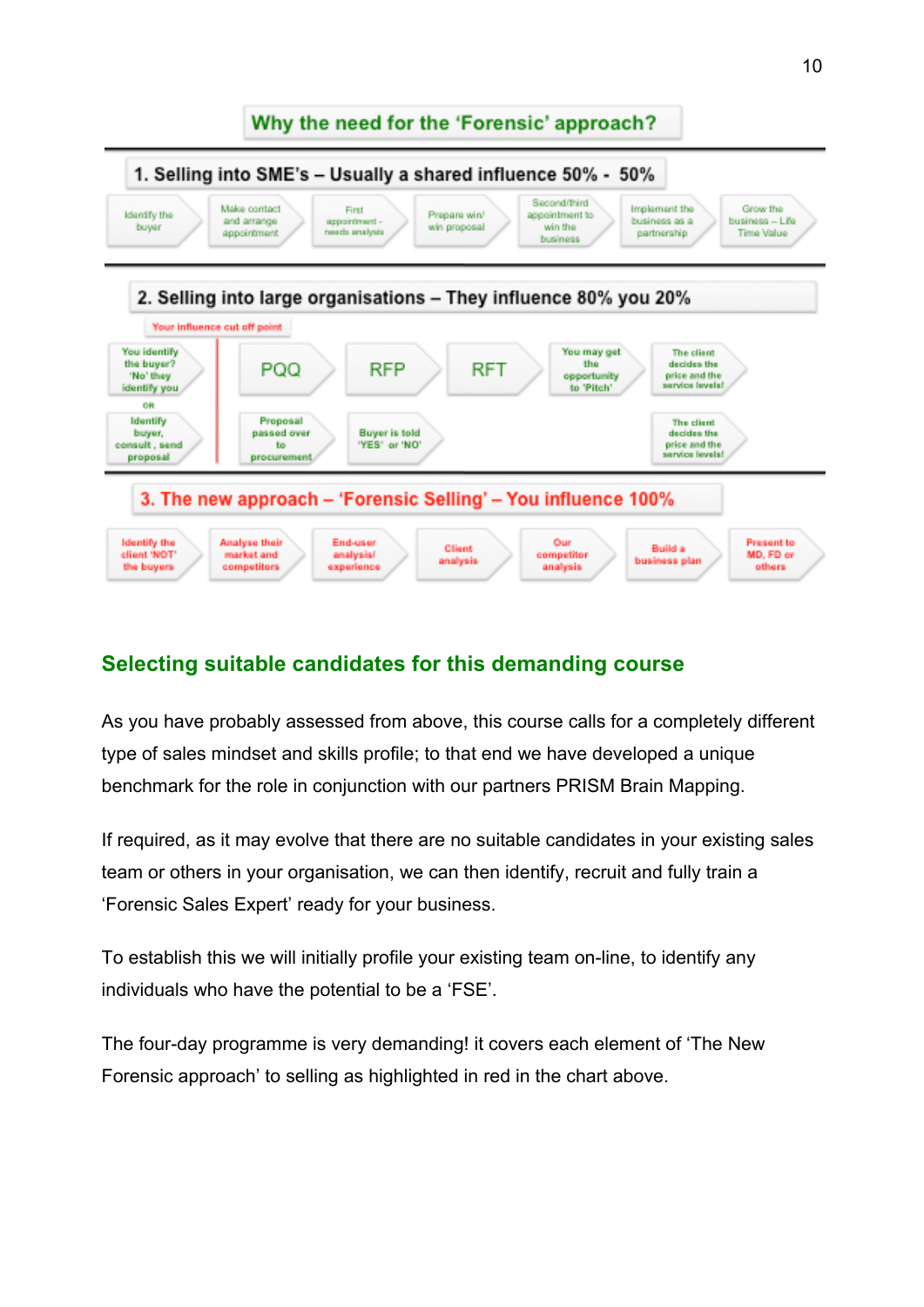## Why the need for the 'Forensic' approach?

### 1. Selling into SME's – Usually a shared influence 50% - 50%

Identify the buyer → Make contact and arrange appointment → First appointment - needs analysis → Prepare win/ win proposal → Second/third appointment to win the business → Implement the business as a partnership → Grow the business – Life Time Value

### 2. Selling into large organisations – They influence 80% you 20%

Your influence cut off point

You identify the buyer? 'No' they identify you → PQQ → RFP → RFT → You may get the opportunity to 'Pitch' → The client decides the price and the service levels!

OR

Identify buyer, consult, send proposal → Proposal passed over to procurement → Buyer is told 'YES' or 'NO' → The client decides the price and the service levels!

### 3. The new approach – 'Forensic Selling' – You influence 100%

Identify the client 'NOT' the buyers → Analyse their market and competitors → End-user analysis/ experience → Client analysis → Our competitor analysis → Build a business plan → Present to MD, FD or others

## Selecting suitable candidates for this demanding course

As you have probably assessed from above, this course calls for a completely different type of sales mindset and skills profile; to that end we have developed a unique benchmark for the role in conjunction with our partners PRISM Brain Mapping.

If required, as it may evolve that there are no suitable candidates in your existing sales team or others in your organisation, we can then identify, recruit and fully train a 'Forensic Sales Expert' ready for your business.

To establish this we will initially profile your existing team on-line, to identify any individuals who have the potential to be a 'FSE'.

The four-day programme is very demanding! it covers each element of 'The New Forensic approach' to selling as highlighted in red in the chart above.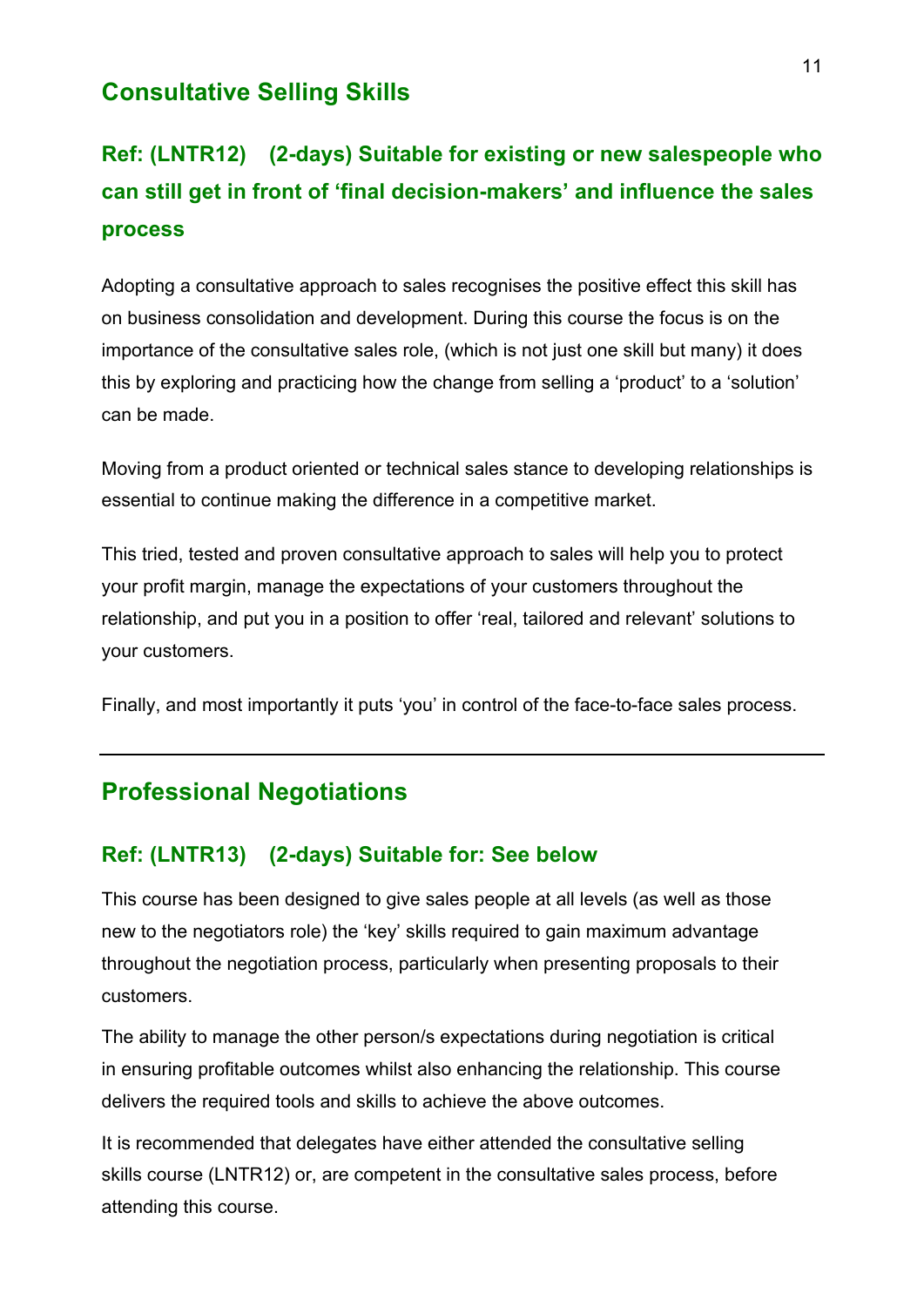## Consultative Selling Skills

### Ref: (LNTR12) (2-days) Suitable for existing or new salespeople who can still get in front of 'final decision-makers' and influence the sales process

Adopting a consultative approach to sales recognises the positive effect this skill has on business consolidation and development. During this course the focus is on the importance of the consultative sales role, (which is not just one skill but many) it does this by exploring and practicing how the change from selling a 'product' to a 'solution' can be made.

Moving from a product oriented or technical sales stance to developing relationships is essential to continue making the difference in a competitive market.

This tried, tested and proven consultative approach to sales will help you to protect your profit margin, manage the expectations of your customers throughout the relationship, and put you in a position to offer 'real, tailored and relevant' solutions to your customers.

Finally, and most importantly it puts 'you' in control of the face-to-face sales process.

---

## Professional Negotiations

### Ref: (LNTR13) (2-days) Suitable for: See below

This course has been designed to give sales people at all levels (as well as those new to the negotiators role) the 'key' skills required to gain maximum advantage throughout the negotiation process, particularly when presenting proposals to their customers.

The ability to manage the other person/s expectations during negotiation is critical in ensuring profitable outcomes whilst also enhancing the relationship. This course delivers the required tools and skills to achieve the above outcomes.

It is recommended that delegates have either attended the consultative selling skills course (LNTR12) or, are competent in the consultative sales process, before attending this course.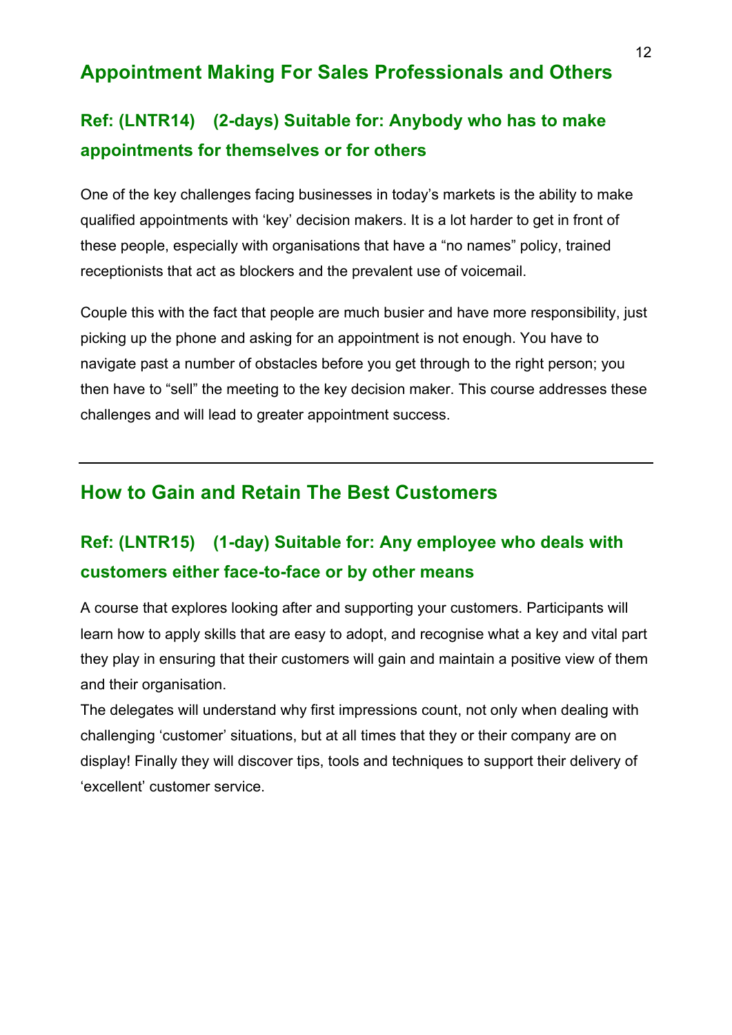## Appointment Making For Sales Professionals and Others

### Ref: (LNTR14) (2-days) Suitable for: Anybody who has to make appointments for themselves or for others

One of the key challenges facing businesses in today's markets is the ability to make qualified appointments with 'key' decision makers. It is a lot harder to get in front of these people, especially with organisations that have a "no names" policy, trained receptionists that act as blockers and the prevalent use of voicemail.

Couple this with the fact that people are much busier and have more responsibility, just picking up the phone and asking for an appointment is not enough. You have to navigate past a number of obstacles before you get through to the right person; you then have to "sell" the meeting to the key decision maker. This course addresses these challenges and will lead to greater appointment success.

---

## How to Gain and Retain The Best Customers

### Ref: (LNTR15) (1-day) Suitable for: Any employee who deals with customers either face-to-face or by other means

A course that explores looking after and supporting your customers. Participants will learn how to apply skills that are easy to adopt, and recognise what a key and vital part they play in ensuring that their customers will gain and maintain a positive view of them and their organisation.

The delegates will understand why first impressions count, not only when dealing with challenging 'customer' situations, but at all times that they or their company are on display! Finally they will discover tips, tools and techniques to support their delivery of 'excellent' customer service.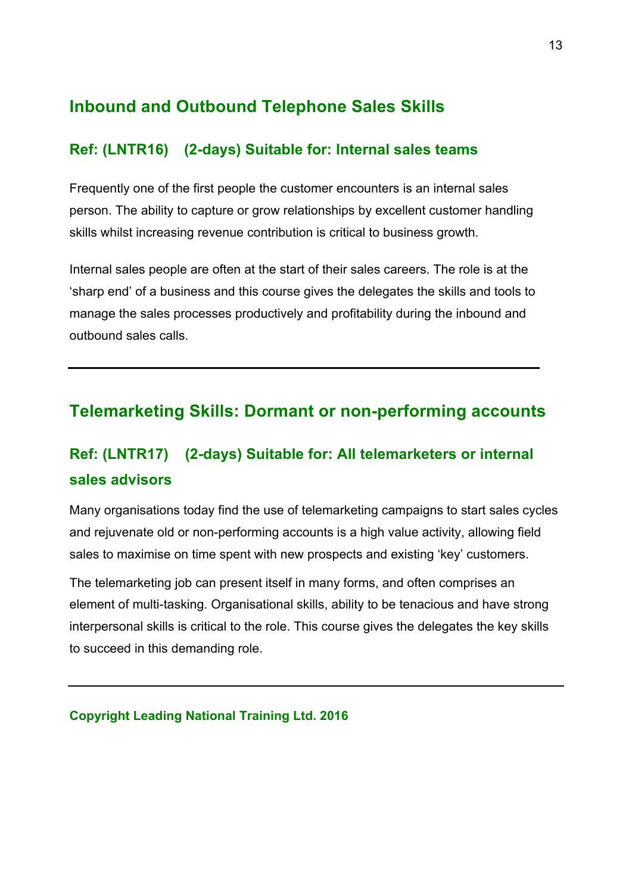## Inbound and Outbound Telephone Sales Skills

### Ref: (LNTR16) (2-days) Suitable for: Internal sales teams

Frequently one of the first people the customer encounters is an internal sales person. The ability to capture or grow relationships by excellent customer handling skills whilst increasing revenue contribution is critical to business growth.

Internal sales people are often at the start of their sales careers. The role is at the 'sharp end' of a business and this course gives the delegates the skills and tools to manage the sales processes productively and profitability during the inbound and outbound sales calls.

---

## Telemarketing Skills: Dormant or non-performing accounts

### Ref: (LNTR17) (2-days) Suitable for: All telemarketers or internal sales advisors

Many organisations today find the use of telemarketing campaigns to start sales cycles and rejuvenate old or non-performing accounts is a high value activity, allowing field sales to maximise on time spent with new prospects and existing 'key' customers.

The telemarketing job can present itself in many forms, and often comprises an element of multi-tasking. Organisational skills, ability to be tenacious and have strong interpersonal skills is critical to the role. This course gives the delegates the key skills to succeed in this demanding role.

---

**Copyright Leading National Training Ltd. 2016**